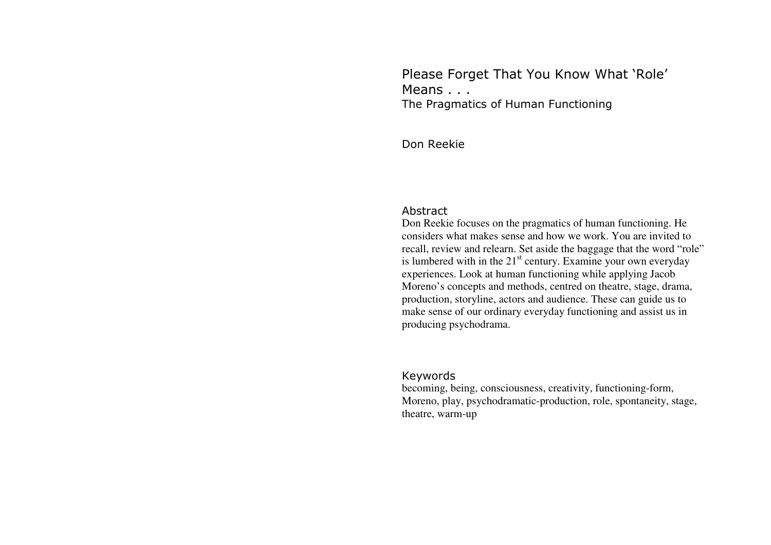# Please Forget That You Know What 'Role' Means . . .

## The Pragmatics of Human Functioning

Don Reekie

### Abstract

Don Reekie focuses on the pragmatics of human functioning. He considers what makes sense and how we work. You are invited to recall, review and relearn. Set aside the baggage that the word "role" is lumbered with in the 21st century. Examine your own everyday experiences. Look at human functioning while applying Jacob Moreno's concepts and methods, centred on theatre, stage, drama, production, storyline, actors and audience. These can guide us to make sense of our ordinary everyday functioning and assist us in producing psychodrama.

### Keywords

becoming, being, consciousness, creativity, functioning-form, Moreno, play, psychodramatic-production, role, spontaneity, stage, theatre, warm-up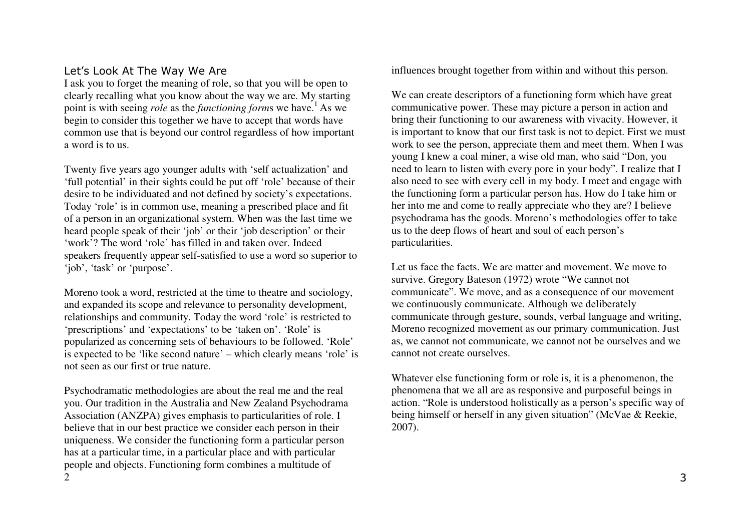## Let's Look At The Way We Are

I ask you to forget the meaning of role, so that you will be open to clearly recalling what you know about the way we are. My starting point is with seeing *role* as the *functioning form*s we have.[1] As we begin to consider this together we have to accept that words have common use that is beyond our control regardless of how important a word is to us.

Twenty five years ago younger adults with 'self actualization' and 'full potential' in their sights could be put off 'role' because of their desire to be individuated and not defined by society's expectations. Today 'role' is in common use, meaning a prescribed place and fit of a person in an organizational system. When was the last time we heard people speak of their 'job' or their 'job description' or their 'work'? The word 'role' has filled in and taken over. Indeed speakers frequently appear self-satisfied to use a word so superior to 'job', 'task' or 'purpose'.

Moreno took a word, restricted at the time to theatre and sociology, and expanded its scope and relevance to personality development, relationships and community. Today the word 'role' is restricted to 'prescriptions' and 'expectations' to be 'taken on'. 'Role' is popularized as concerning sets of behaviours to be followed. 'Role' is expected to be 'like second nature' – which clearly means 'role' is not seen as our first or true nature.

Psychodramatic methodologies are about the real me and the real you. Our tradition in the Australia and New Zealand Psychodrama Association (ANZPA) gives emphasis to particularities of role. I believe that in our best practice we consider each person in their uniqueness. We consider the functioning form a particular person has at a particular time, in a particular place and with particular people and objects. Functioning form combines a multitude of influences brought together from within and without this person.

We can create descriptors of a functioning form which have great communicative power. These may picture a person in action and bring their functioning to our awareness with vivacity. However, it is important to know that our first task is not to depict. First we must work to see the person, appreciate them and meet them. When I was young I knew a coal miner, a wise old man, who said "Don, you need to learn to listen with every pore in your body". I realize that I also need to see with every cell in my body. I meet and engage with the functioning form a particular person has. How do I take him or her into me and come to really appreciate who they are? I believe psychodrama has the goods. Moreno's methodologies offer to take us to the deep flows of heart and soul of each person's particularities.

Let us face the facts. We are matter and movement. We move to survive. Gregory Bateson (1972) wrote "We cannot not communicate". We move, and as a consequence of our movement we continuously communicate. Although we deliberately communicate through gesture, sounds, verbal language and writing, Moreno recognized movement as our primary communication. Just as, we cannot not communicate, we cannot not be ourselves and we cannot not create ourselves.

Whatever else functioning form or role is, it is a phenomenon, the phenomena that we all are as responsive and purposeful beings in action. "Role is understood holistically as a person's specific way of being himself or herself in any given situation" (McVae & Reekie, 2007).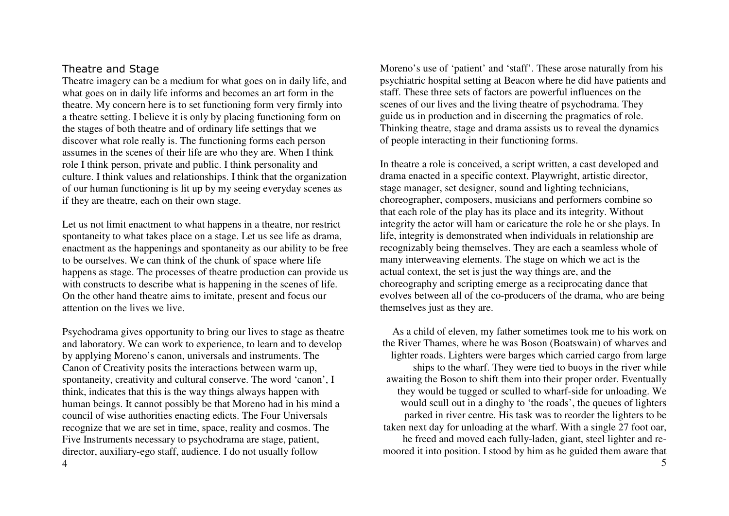## Theatre and Stage

Theatre imagery can be a medium for what goes on in daily life, and what goes on in daily life informs and becomes an art form in the theatre. My concern here is to set functioning form very firmly into a theatre setting. I believe it is only by placing functioning form on the stages of both theatre and of ordinary life settings that we discover what role really is. The functioning forms each person assumes in the scenes of their life are who they are. When I think role I think person, private and public. I think personality and culture. I think values and relationships. I think that the organization of our human functioning is lit up by my seeing everyday scenes as if they are theatre, each on their own stage.

Let us not limit enactment to what happens in a theatre, nor restrict spontaneity to what takes place on a stage. Let us see life as drama, enactment as the happenings and spontaneity as our ability to be free to be ourselves. We can think of the chunk of space where life happens as stage. The processes of theatre production can provide us with constructs to describe what is happening in the scenes of life. On the other hand theatre aims to imitate, present and focus our attention on the lives we live.

Psychodrama gives opportunity to bring our lives to stage as theatre and laboratory. We can work to experience, to learn and to develop by applying Moreno's canon, universals and instruments. The Canon of Creativity posits the interactions between warm up, spontaneity, creativity and cultural conserve. The word 'canon', I think, indicates that this is the way things always happen with human beings. It cannot possibly be that Moreno had in his mind a council of wise authorities enacting edicts. The Four Universals recognize that we are set in time, space, reality and cosmos. The Five Instruments necessary to psychodrama are stage, patient, director, auxiliary-ego staff, audience. I do not usually follow Moreno's use of 'patient' and 'staff'. These arose naturally from his psychiatric hospital setting at Beacon where he did have patients and staff. These three sets of factors are powerful influences on the scenes of our lives and the living theatre of psychodrama. They guide us in production and in discerning the pragmatics of role. Thinking theatre, stage and drama assists us to reveal the dynamics of people interacting in their functioning forms.

In theatre a role is conceived, a script written, a cast developed and drama enacted in a specific context. Playwright, artistic director, stage manager, set designer, sound and lighting technicians, choreographer, composers, musicians and performers combine so that each role of the play has its place and its integrity. Without integrity the actor will ham or caricature the role he or she plays. In life, integrity is demonstrated when individuals in relationship are recognizably being themselves. They are each a seamless whole of many interweaving elements. The stage on which we act is the actual context, the set is just the way things are, and the choreography and scripting emerge as a reciprocating dance that evolves between all of the co-producers of the drama, who are being themselves just as they are.

As a child of eleven, my father sometimes took me to his work on the River Thames, where he was Boson (Boatswain) of wharves and lighter roads. Lighters were barges which carried cargo from large ships to the wharf. They were tied to buoys in the river while awaiting the Boson to shift them into their proper order. Eventually they would be tugged or sculled to wharf-side for unloading. We would scull out in a dinghy to 'the roads', the queues of lighters parked in river centre. His task was to reorder the lighters to be taken next day for unloading at the wharf. With a single 27 foot oar, he freed and moved each fully-laden, giant, steel lighter and re-moored it into position. I stood by him as he guided them aware that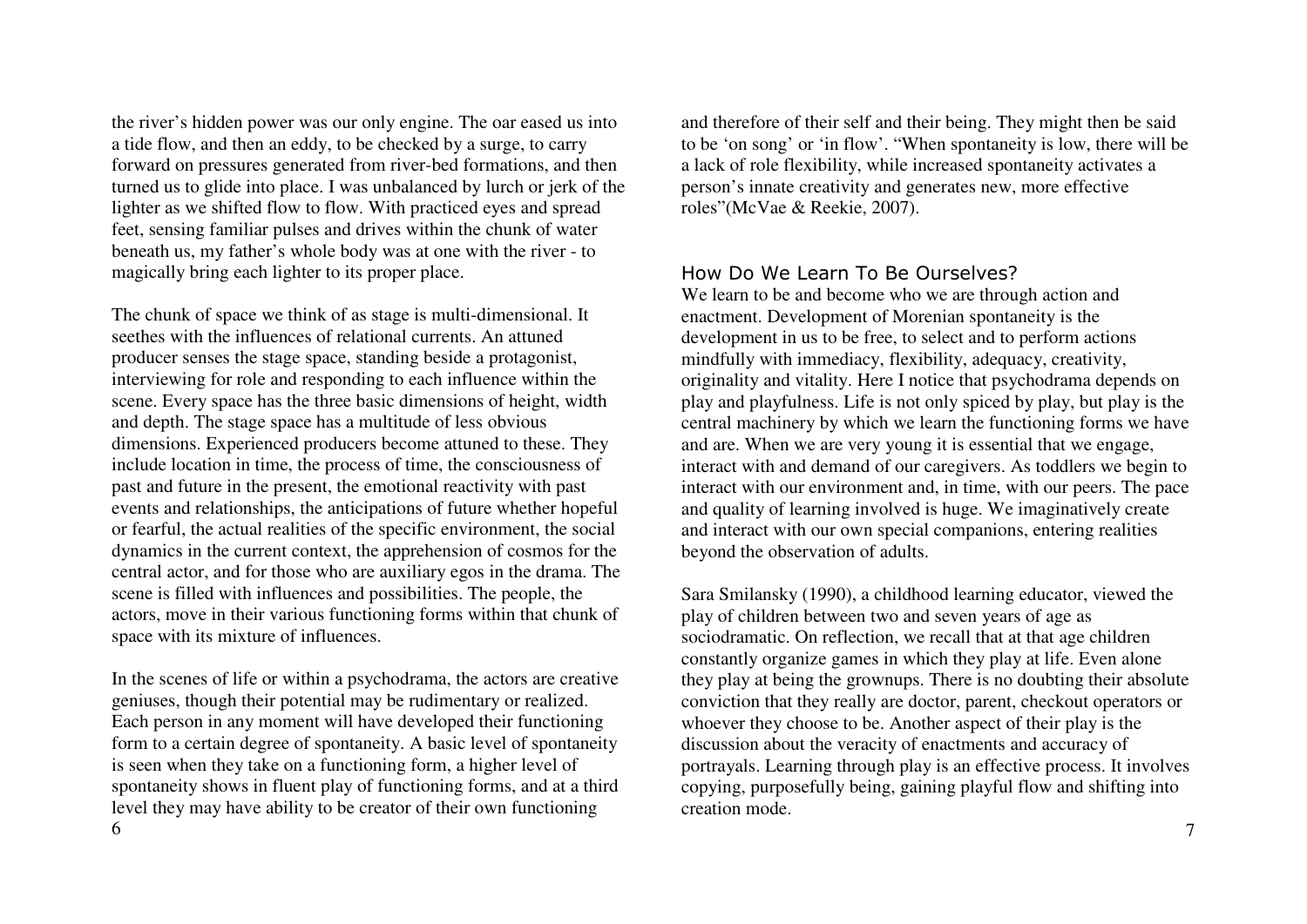the river's hidden power was our only engine. The oar eased us into a tide flow, and then an eddy, to be checked by a surge, to carry forward on pressures generated from river-bed formations, and then turned us to glide into place. I was unbalanced by lurch or jerk of the lighter as we shifted flow to flow. With practiced eyes and spread feet, sensing familiar pulses and drives within the chunk of water beneath us, my father's whole body was at one with the river - to magically bring each lighter to its proper place.

The chunk of space we think of as stage is multi-dimensional. It seethes with the influences of relational currents. An attuned producer senses the stage space, standing beside a protagonist, interviewing for role and responding to each influence within the scene. Every space has the three basic dimensions of height, width and depth. The stage space has a multitude of less obvious dimensions. Experienced producers become attuned to these. They include location in time, the process of time, the consciousness of past and future in the present, the emotional reactivity with past events and relationships, the anticipations of future whether hopeful or fearful, the actual realities of the specific environment, the social dynamics in the current context, the apprehension of cosmos for the central actor, and for those who are auxiliary egos in the drama. The scene is filled with influences and possibilities. The people, the actors, move in their various functioning forms within that chunk of space with its mixture of influences.

In the scenes of life or within a psychodrama, the actors are creative geniuses, though their potential may be rudimentary or realized. Each person in any moment will have developed their functioning form to a certain degree of spontaneity. A basic level of spontaneity is seen when they take on a functioning form, a higher level of spontaneity shows in fluent play of functioning forms, and at a third level they may have ability to be creator of their own functioning and therefore of their self and their being. They might then be said to be 'on song' or 'in flow'. "When spontaneity is low, there will be a lack of role flexibility, while increased spontaneity activates a person's innate creativity and generates new, more effective roles"(McVae & Reekie, 2007).

## How Do We Learn To Be Ourselves?

We learn to be and become who we are through action and enactment. Development of Morenian spontaneity is the development in us to be free, to select and to perform actions mindfully with immediacy, flexibility, adequacy, creativity, originality and vitality. Here I notice that psychodrama depends on play and playfulness. Life is not only spiced by play, but play is the central machinery by which we learn the functioning forms we have and are. When we are very young it is essential that we engage, interact with and demand of our caregivers. As toddlers we begin to interact with our environment and, in time, with our peers. The pace and quality of learning involved is huge. We imaginatively create and interact with our own special companions, entering realities beyond the observation of adults.

Sara Smilansky (1990), a childhood learning educator, viewed the play of children between two and seven years of age as sociodramatic. On reflection, we recall that at that age children constantly organize games in which they play at life. Even alone they play at being the grownups. There is no doubting their absolute conviction that they really are doctor, parent, checkout operators or whoever they choose to be. Another aspect of their play is the discussion about the veracity of enactments and accuracy of portrayals. Learning through play is an effective process. It involves copying, purposefully being, gaining playful flow and shifting into creation mode.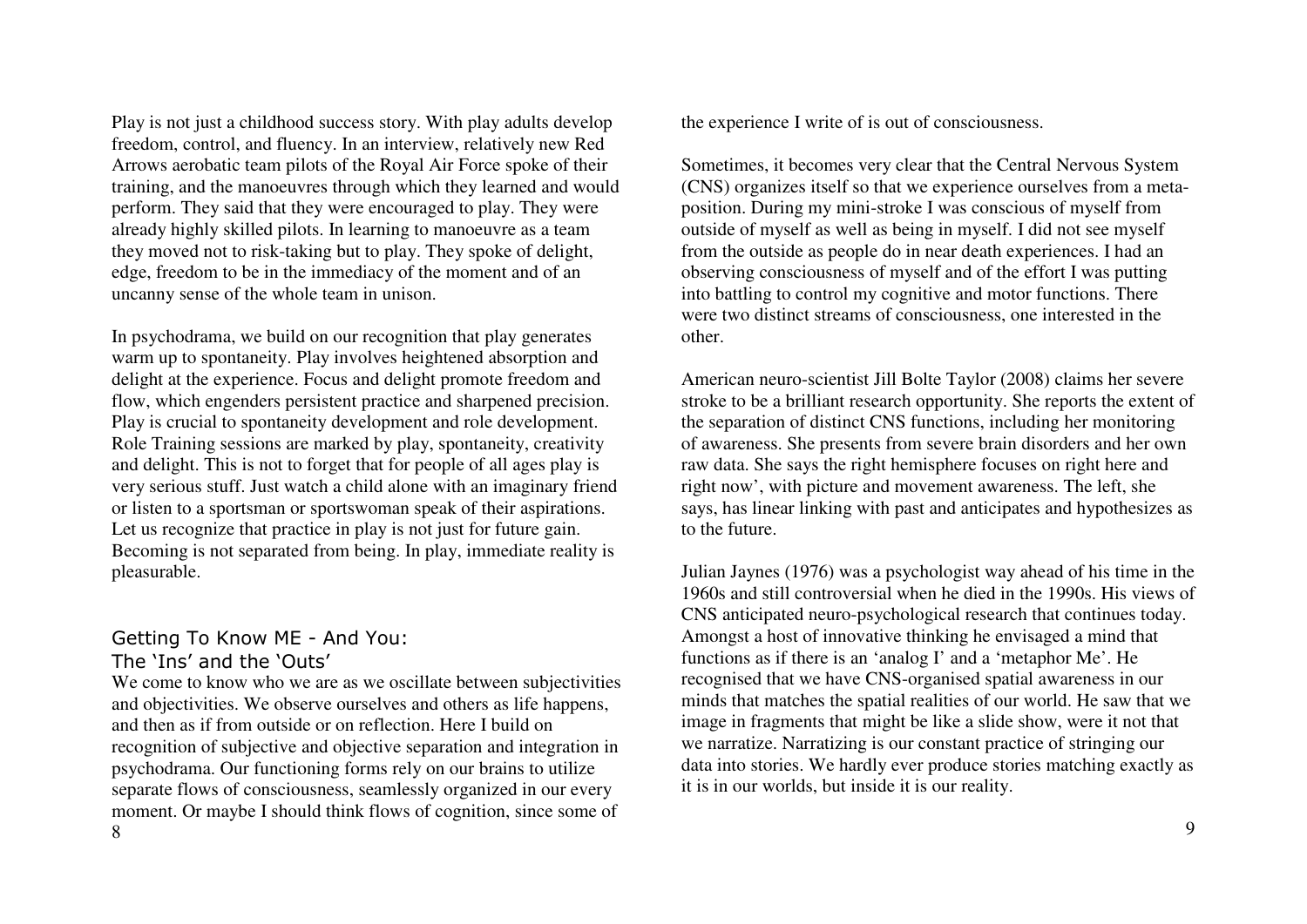Play is not just a childhood success story. With play adults develop freedom, control, and fluency. In an interview, relatively new Red Arrows aerobatic team pilots of the Royal Air Force spoke of their training, and the manoeuvres through which they learned and would perform. They said that they were encouraged to play. They were already highly skilled pilots. In learning to manoeuvre as a team they moved not to risk-taking but to play. They spoke of delight, edge, freedom to be in the immediacy of the moment and of an uncanny sense of the whole team in unison.

In psychodrama, we build on our recognition that play generates warm up to spontaneity. Play involves heightened absorption and delight at the experience. Focus and delight promote freedom and flow, which engenders persistent practice and sharpened precision. Play is crucial to spontaneity development and role development. Role Training sessions are marked by play, spontaneity, creativity and delight. This is not to forget that for people of all ages play is very serious stuff. Just watch a child alone with an imaginary friend or listen to a sportsman or sportswoman speak of their aspirations. Let us recognize that practice in play is not just for future gain. Becoming is not separated from being. In play, immediate reality is pleasurable.

## Getting To Know ME - And You: The 'Ins' and the 'Outs'

We come to know who we are as we oscillate between subjectivities and objectivities. We observe ourselves and others as life happens, and then as if from outside or on reflection. Here I build on recognition of subjective and objective separation and integration in psychodrama. Our functioning forms rely on our brains to utilize separate flows of consciousness, seamlessly organized in our every moment. Or maybe I should think flows of cognition, since some of the experience I write of is out of consciousness.

Sometimes, it becomes very clear that the Central Nervous System (CNS) organizes itself so that we experience ourselves from a meta-position. During my mini-stroke I was conscious of myself from outside of myself as well as being in myself. I did not see myself from the outside as people do in near death experiences. I had an observing consciousness of myself and of the effort I was putting into battling to control my cognitive and motor functions. There were two distinct streams of consciousness, one interested in the other.

American neuro-scientist Jill Bolte Taylor (2008) claims her severe stroke to be a brilliant research opportunity. She reports the extent of the separation of distinct CNS functions, including her monitoring of awareness. She presents from severe brain disorders and her own raw data. She says the right hemisphere focuses on right here and right now', with picture and movement awareness. The left, she says, has linear linking with past and anticipates and hypothesizes as to the future.

Julian Jaynes (1976) was a psychologist way ahead of his time in the 1960s and still controversial when he died in the 1990s. His views of CNS anticipated neuro-psychological research that continues today. Amongst a host of innovative thinking he envisaged a mind that functions as if there is an 'analog I' and a 'metaphor Me'. He recognised that we have CNS-organised spatial awareness in our minds that matches the spatial realities of our world. He saw that we image in fragments that might be like a slide show, were it not that we narratize. Narratizing is our constant practice of stringing our data into stories. We hardly ever produce stories matching exactly as it is in our worlds, but inside it is our reality.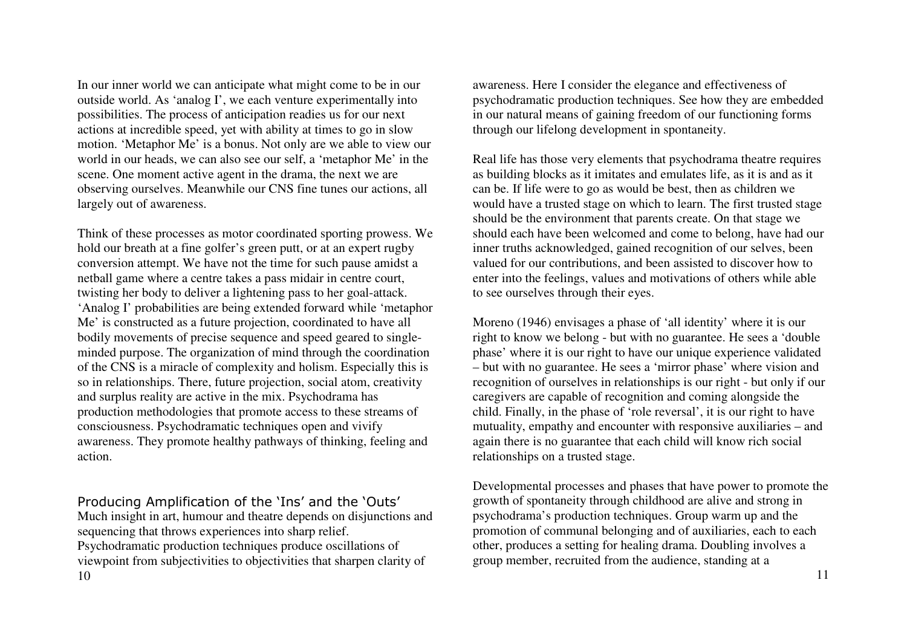In our inner world we can anticipate what might come to be in our outside world. As 'analog I', we each venture experimentally into possibilities. The process of anticipation readies us for our next actions at incredible speed, yet with ability at times to go in slow motion. 'Metaphor Me' is a bonus. Not only are we able to view our world in our heads, we can also see our self, a 'metaphor Me' in the scene. One moment active agent in the drama, the next we are observing ourselves. Meanwhile our CNS fine tunes our actions, all largely out of awareness.

Think of these processes as motor coordinated sporting prowess. We hold our breath at a fine golfer's green putt, or at an expert rugby conversion attempt. We have not the time for such pause amidst a netball game where a centre takes a pass midair in centre court, twisting her body to deliver a lightening pass to her goal-attack. 'Analog I' probabilities are being extended forward while 'metaphor Me' is constructed as a future projection, coordinated to have all bodily movements of precise sequence and speed geared to single-minded purpose. The organization of mind through the coordination of the CNS is a miracle of complexity and holism. Especially this is so in relationships. There, future projection, social atom, creativity and surplus reality are active in the mix. Psychodrama has production methodologies that promote access to these streams of consciousness. Psychodramatic techniques open and vivify awareness. They promote healthy pathways of thinking, feeling and action.

## Producing Amplification of the 'Ins' and the 'Outs'

Much insight in art, humour and theatre depends on disjunctions and sequencing that throws experiences into sharp relief. Psychodramatic production techniques produce oscillations of viewpoint from subjectivities to objectivities that sharpen clarity of awareness. Here I consider the elegance and effectiveness of psychodramatic production techniques. See how they are embedded in our natural means of gaining freedom of our functioning forms through our lifelong development in spontaneity.

Real life has those very elements that psychodrama theatre requires as building blocks as it imitates and emulates life, as it is and as it can be. If life were to go as would be best, then as children we would have a trusted stage on which to learn. The first trusted stage should be the environment that parents create. On that stage we should each have been welcomed and come to belong, have had our inner truths acknowledged, gained recognition of our selves, been valued for our contributions, and been assisted to discover how to enter into the feelings, values and motivations of others while able to see ourselves through their eyes.

Moreno (1946) envisages a phase of 'all identity' where it is our right to know we belong - but with no guarantee. He sees a 'double phase' where it is our right to have our unique experience validated – but with no guarantee. He sees a 'mirror phase' where vision and recognition of ourselves in relationships is our right - but only if our caregivers are capable of recognition and coming alongside the child. Finally, in the phase of 'role reversal', it is our right to have mutuality, empathy and encounter with responsive auxiliaries – and again there is no guarantee that each child will know rich social relationships on a trusted stage.

Developmental processes and phases that have power to promote the growth of spontaneity through childhood are alive and strong in psychodrama's production techniques. Group warm up and the promotion of communal belonging and of auxiliaries, each to each other, produces a setting for healing drama. Doubling involves a group member, recruited from the audience, standing at a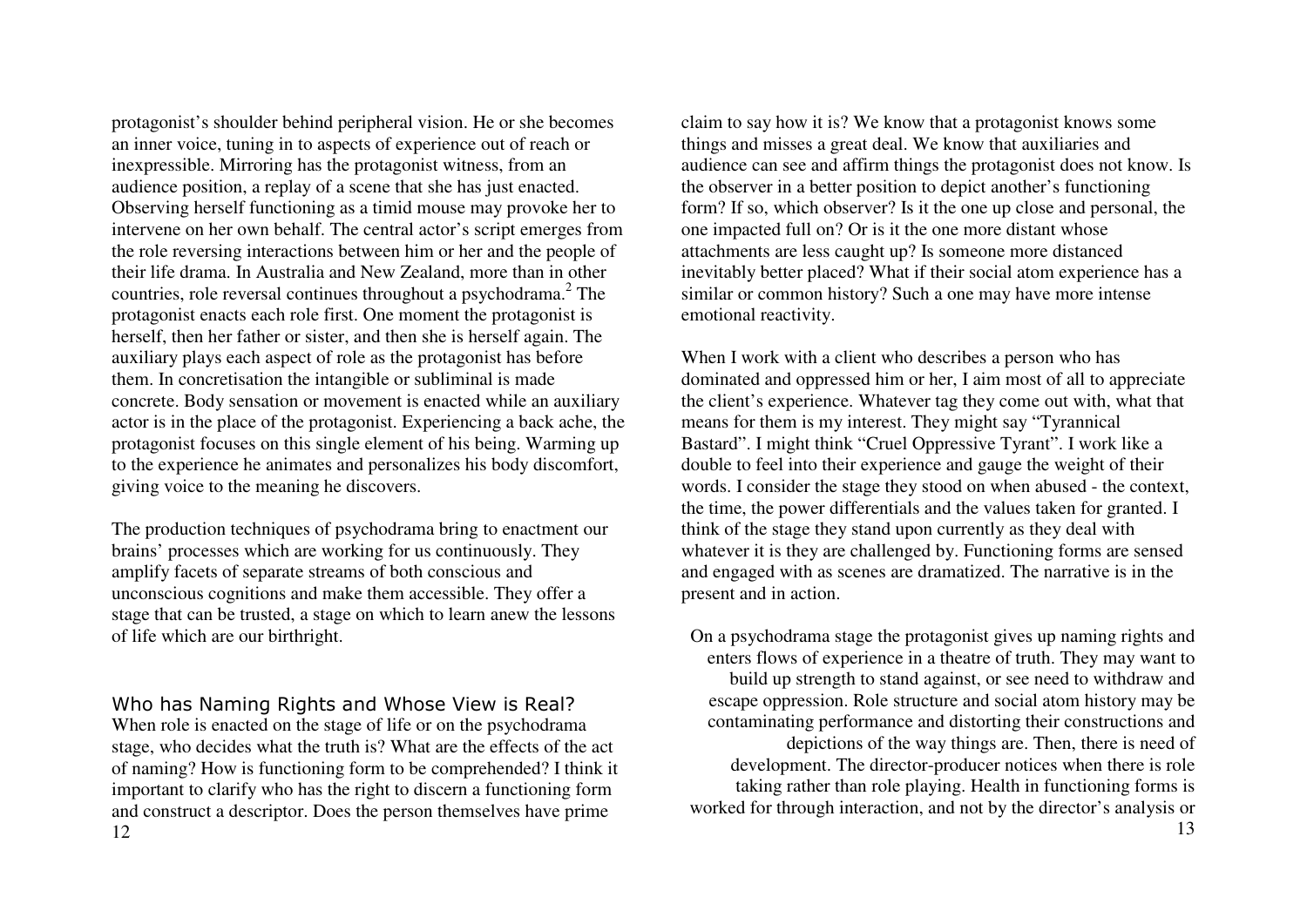protagonist's shoulder behind peripheral vision. He or she becomes an inner voice, tuning in to aspects of experience out of reach or inexpressible. Mirroring has the protagonist witness, from an audience position, a replay of a scene that she has just enacted. Observing herself functioning as a timid mouse may provoke her to intervene on her own behalf. The central actor's script emerges from the role reversing interactions between him or her and the people of their life drama. In Australia and New Zealand, more than in other countries, role reversal continues throughout a psychodrama.[2] The protagonist enacts each role first. One moment the protagonist is herself, then her father or sister, and then she is herself again. The auxiliary plays each aspect of role as the protagonist has before them. In concretisation the intangible or subliminal is made concrete. Body sensation or movement is enacted while an auxiliary actor is in the place of the protagonist. Experiencing a back ache, the protagonist focuses on this single element of his being. Warming up to the experience he animates and personalizes his body discomfort, giving voice to the meaning he discovers.

The production techniques of psychodrama bring to enactment our brains' processes which are working for us continuously. They amplify facets of separate streams of both conscious and unconscious cognitions and make them accessible. They offer a stage that can be trusted, a stage on which to learn anew the lessons of life which are our birthright.

## Who has Naming Rights and Whose View is Real?

When role is enacted on the stage of life or on the psychodrama stage, who decides what the truth is? What are the effects of the act of naming? How is functioning form to be comprehended? I think it important to clarify who has the right to discern a functioning form and construct a descriptor. Does the person themselves have prime claim to say how it is? We know that a protagonist knows some things and misses a great deal. We know that auxiliaries and audience can see and affirm things the protagonist does not know. Is the observer in a better position to depict another's functioning form? If so, which observer? Is it the one up close and personal, the one impacted full on? Or is it the one more distant whose attachments are less caught up? Is someone more distanced inevitably better placed? What if their social atom experience has a similar or common history? Such a one may have more intense emotional reactivity.

When I work with a client who describes a person who has dominated and oppressed him or her, I aim most of all to appreciate the client's experience. Whatever tag they come out with, what that means for them is my interest. They might say "Tyrannical Bastard". I might think "Cruel Oppressive Tyrant". I work like a double to feel into their experience and gauge the weight of their words. I consider the stage they stood on when abused - the context, the time, the power differentials and the values taken for granted. I think of the stage they stand upon currently as they deal with whatever it is they are challenged by. Functioning forms are sensed and engaged with as scenes are dramatized. The narrative is in the present and in action.

On a psychodrama stage the protagonist gives up naming rights and enters flows of experience in a theatre of truth. They may want to build up strength to stand against, or see need to withdraw and escape oppression. Role structure and social atom history may be contaminating performance and distorting their constructions and depictions of the way things are. Then, there is need of development. The director-producer notices when there is role taking rather than role playing. Health in functioning forms is worked for through interaction, and not by the director's analysis or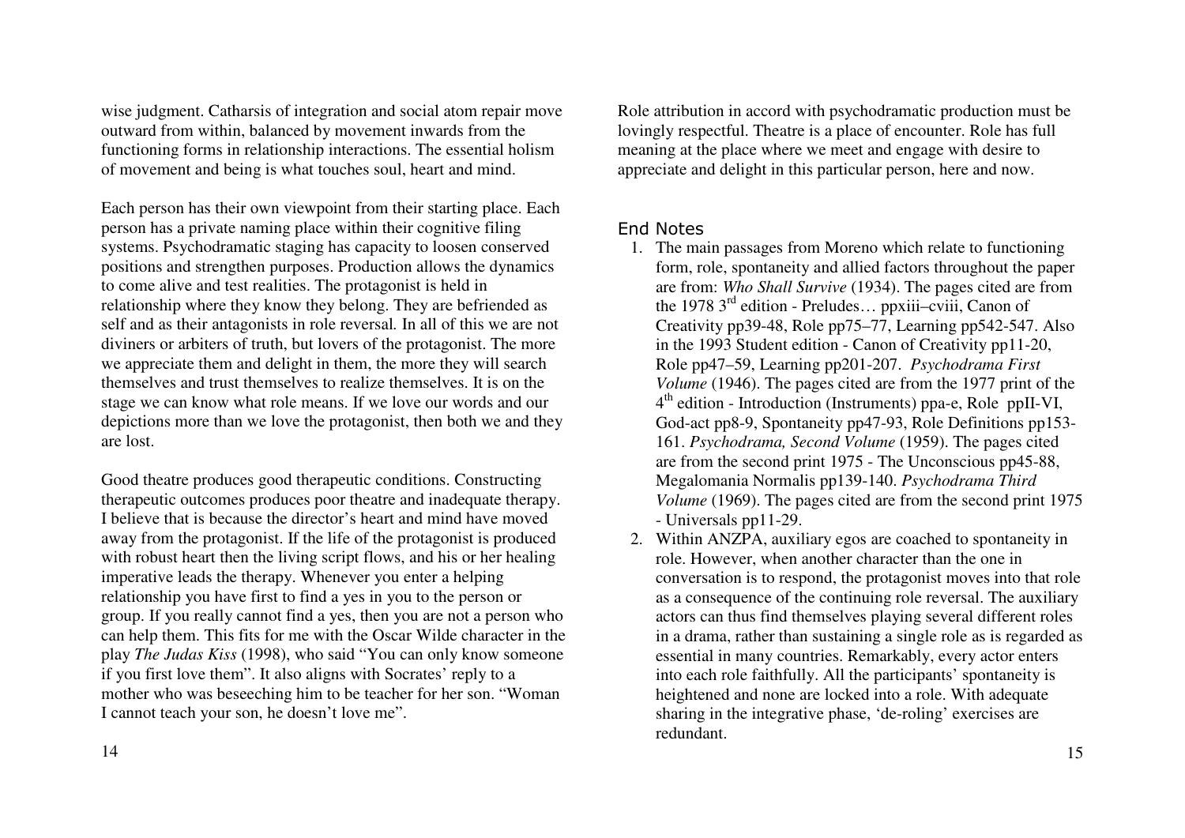wise judgment. Catharsis of integration and social atom repair move outward from within, balanced by movement inwards from the functioning forms in relationship interactions. The essential holism of movement and being is what touches soul, heart and mind.

Each person has their own viewpoint from their starting place. Each person has a private naming place within their cognitive filing systems. Psychodramatic staging has capacity to loosen conserved positions and strengthen purposes. Production allows the dynamics to come alive and test realities. The protagonist is held in relationship where they know they belong. They are befriended as self and as their antagonists in role reversal. In all of this we are not diviners or arbiters of truth, but lovers of the protagonist. The more we appreciate them and delight in them, the more they will search themselves and trust themselves to realize themselves. It is on the stage we can know what role means. If we love our words and our depictions more than we love the protagonist, then both we and they are lost.

Good theatre produces good therapeutic conditions. Constructing therapeutic outcomes produces poor theatre and inadequate therapy. I believe that is because the director's heart and mind have moved away from the protagonist. If the life of the protagonist is produced with robust heart then the living script flows, and his or her healing imperative leads the therapy. Whenever you enter a helping relationship you have first to find a yes in you to the person or group. If you really cannot find a yes, then you are not a person who can help them. This fits for me with the Oscar Wilde character in the play *The Judas Kiss* (1998), who said "You can only know someone if you first love them". It also aligns with Socrates' reply to a mother who was beseeching him to be teacher for her son. "Woman I cannot teach your son, he doesn't love me".

Role attribution in accord with psychodramatic production must be lovingly respectful. Theatre is a place of encounter. Role has full meaning at the place where we meet and engage with desire to appreciate and delight in this particular person, here and now.

## End Notes

1. The main passages from Moreno which relate to functioning form, role, spontaneity and allied factors throughout the paper are from: *Who Shall Survive* (1934). The pages cited are from the 1978 3rd edition - Preludes… ppxiii–cviii, Canon of Creativity pp39-48, Role pp75–77, Learning pp542-547. Also in the 1993 Student edition - Canon of Creativity pp11-20, Role pp47–59, Learning pp201-207. *Psychodrama First Volume* (1946). The pages cited are from the 1977 print of the 4th edition - Introduction (Instruments) ppa-e, Role ppII-VI, God-act pp8-9, Spontaneity pp47-93, Role Definitions pp153-161. *Psychodrama, Second Volume* (1959). The pages cited are from the second print 1975 - The Unconscious pp45-88, Megalomania Normalis pp139-140. *Psychodrama Third Volume* (1969). The pages cited are from the second print 1975 - Universals pp11-29.
2. Within ANZPA, auxiliary egos are coached to spontaneity in role. However, when another character than the one in conversation is to respond, the protagonist moves into that role as a consequence of the continuing role reversal. The auxiliary actors can thus find themselves playing several different roles in a drama, rather than sustaining a single role as is regarded as essential in many countries. Remarkably, every actor enters into each role faithfully. All the participants' spontaneity is heightened and none are locked into a role. With adequate sharing in the integrative phase, 'de-roling' exercises are redundant.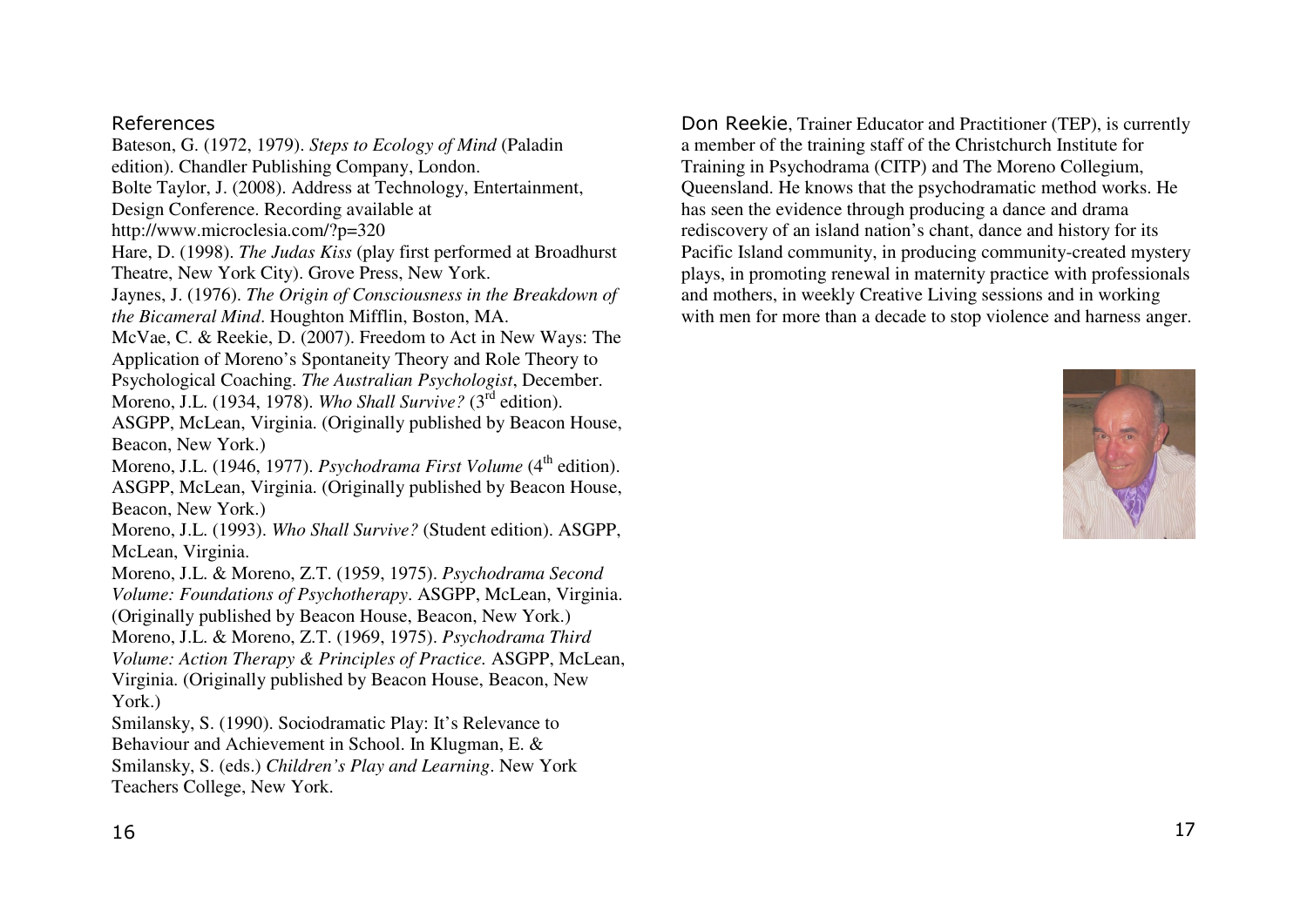## References

Bateson, G. (1972, 1979). *Steps to Ecology of Mind* (Paladin edition). Chandler Publishing Company, London.

Bolte Taylor, J. (2008). Address at Technology, Entertainment, Design Conference. Recording available at http://www.microclesia.com/?p=320

Hare, D. (1998). *The Judas Kiss* (play first performed at Broadhurst Theatre, New York City). Grove Press, New York.

Jaynes, J. (1976). *The Origin of Consciousness in the Breakdown of the Bicameral Mind*. Houghton Mifflin, Boston, MA.

McVae, C. & Reekie, D. (2007). Freedom to Act in New Ways: The Application of Moreno's Spontaneity Theory and Role Theory to Psychological Coaching. *The Australian Psychologist*, December.

Moreno, J.L. (1934, 1978). *Who Shall Survive?* (3rd edition). ASGPP, McLean, Virginia. (Originally published by Beacon House, Beacon, New York.)

Moreno, J.L. (1946, 1977). *Psychodrama First Volume* (4th edition). ASGPP, McLean, Virginia. (Originally published by Beacon House, Beacon, New York.)

Moreno, J.L. (1993). *Who Shall Survive?* (Student edition). ASGPP, McLean, Virginia.

Moreno, J.L. & Moreno, Z.T. (1959, 1975). *Psychodrama Second Volume: Foundations of Psychotherapy*. ASGPP, McLean, Virginia. (Originally published by Beacon House, Beacon, New York.)

Moreno, J.L. & Moreno, Z.T. (1969, 1975). *Psychodrama Third Volume: Action Therapy & Principles of Practice.* ASGPP, McLean, Virginia. (Originally published by Beacon House, Beacon, New York.)

Smilansky, S. (1990). Sociodramatic Play: It's Relevance to Behaviour and Achievement in School. In Klugman, E. & Smilansky, S. (eds.) *Children's Play and Learning*. New York Teachers College, New York.

Don Reekie, Trainer Educator and Practitioner (TEP), is currently a member of the training staff of the Christchurch Institute for Training in Psychodrama (CITP) and The Moreno Collegium, Queensland. He knows that the psychodramatic method works. He has seen the evidence through producing a dance and drama rediscovery of an island nation's chant, dance and history for its Pacific Island community, in producing community-created mystery plays, in promoting renewal in maternity practice with professionals and mothers, in weekly Creative Living sessions and in working with men for more than a decade to stop violence and harness anger.